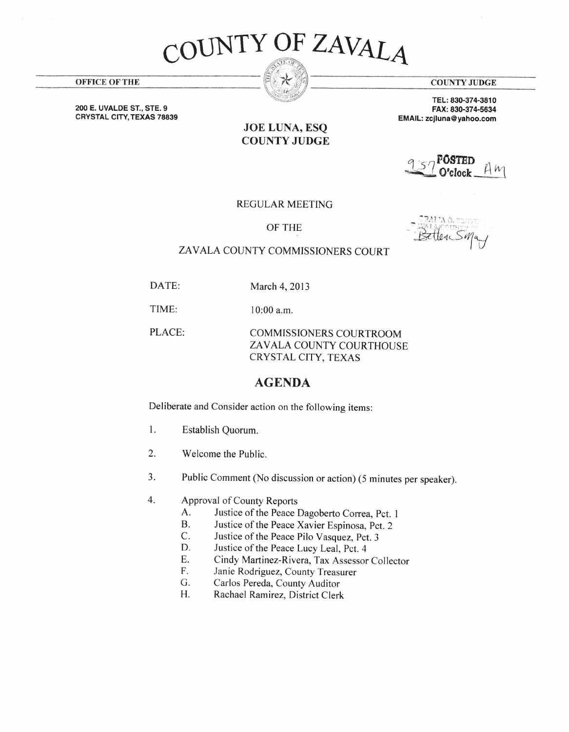# COUNTY OF ZAVALA

**OFFICE OF THE** **COUNTY JUDGE**

**200 E. UVALDE ST., STE. 9**
**CRYSTAL CITY, TEXAS 78839**

**TEL: 830-374-3810**
**FAX: 830-374-5634**
**EMAIL: zcjluna@yahoo.com**

**JOE LUNA, ESQ**
**COUNTY JUDGE**

9:57 POSTED O'clock AM

REGULAR MEETING

OF THE

ZAVALA COUNTY COMMISSIONERS COURT

DATE: March 4, 2013

TIME: 10:00 a.m.

PLACE: COMMISSIONERS COURTROOM
ZAVALA COUNTY COURTHOUSE
CRYSTAL CITY, TEXAS

## AGENDA

Deliberate and Consider action on the following items:

1. Establish Quorum.

2. Welcome the Public.

3. Public Comment (No discussion or action) (5 minutes per speaker).

4. Approval of County Reports
   - A. Justice of the Peace Dagoberto Correa, Pct. 1
   - B. Justice of the Peace Xavier Espinosa, Pct. 2
   - C. Justice of the Peace Pilo Vasquez, Pct. 3
   - D. Justice of the Peace Lucy Leal, Pct. 4
   - E. Cindy Martinez-Rivera, Tax Assessor Collector
   - F. Janie Rodriguez, County Treasurer
   - G. Carlos Pereda, County Auditor
   - H. Rachael Ramirez, District Clerk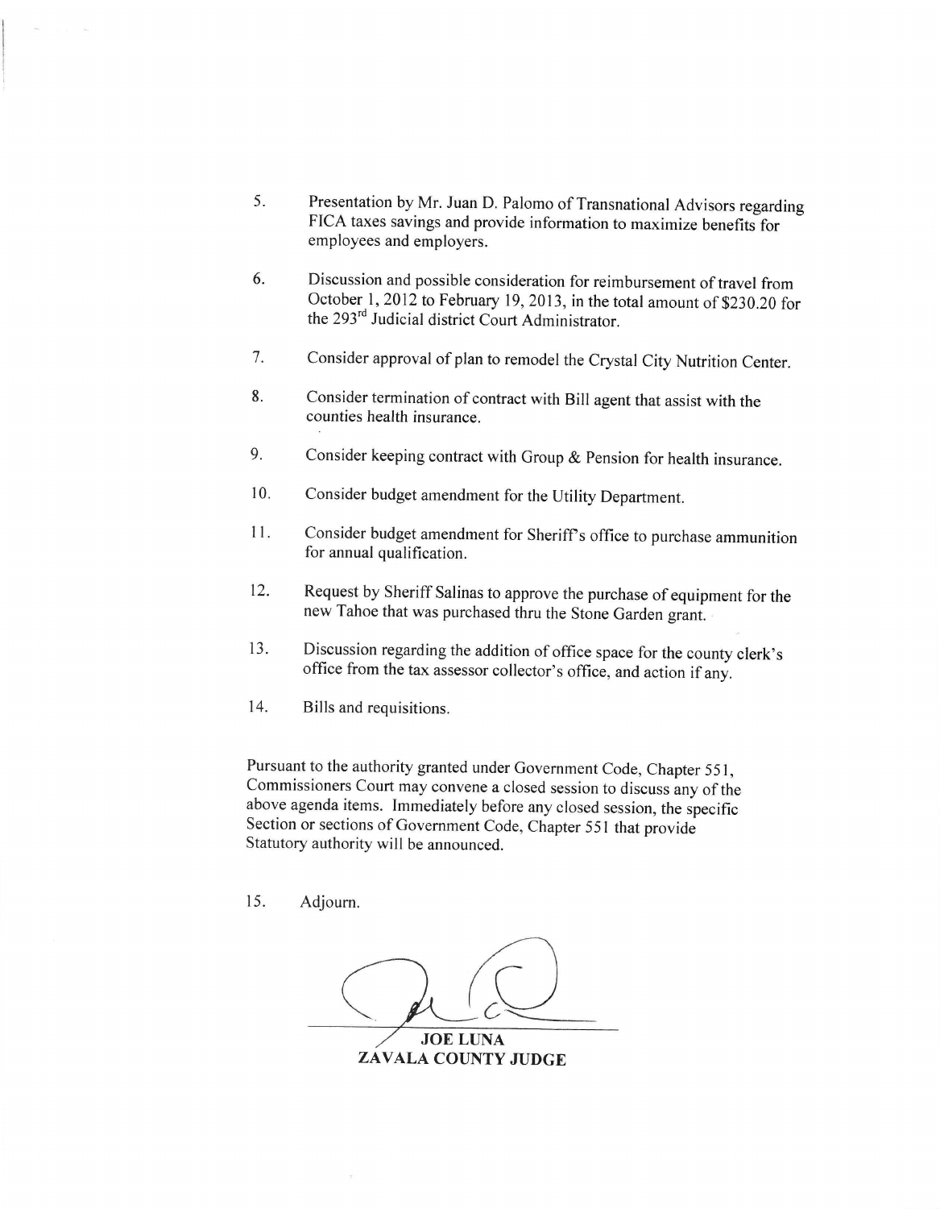5. Presentation by Mr. Juan D. Palomo of Transnational Advisors regarding FICA taxes savings and provide information to maximize benefits for employees and employers.

6. Discussion and possible consideration for reimbursement of travel from October 1, 2012 to February 19, 2013, in the total amount of $230.20 for the 293rd Judicial district Court Administrator.

7. Consider approval of plan to remodel the Crystal City Nutrition Center.

8. Consider termination of contract with Bill agent that assist with the counties health insurance.

9. Consider keeping contract with Group & Pension for health insurance.

10. Consider budget amendment for the Utility Department.

11. Consider budget amendment for Sheriff's office to purchase ammunition for annual qualification.

12. Request by Sheriff Salinas to approve the purchase of equipment for the new Tahoe that was purchased thru the Stone Garden grant.

13. Discussion regarding the addition of office space for the county clerk's office from the tax assessor collector's office, and action if any.

14. Bills and requisitions.

Pursuant to the authority granted under Government Code, Chapter 551, Commissioners Court may convene a closed session to discuss any of the above agenda items. Immediately before any closed session, the specific Section or sections of Government Code, Chapter 551 that provide Statutory authority will be announced.

15. Adjourn.

**JOE LUNA**
**ZAVALA COUNTY JUDGE**